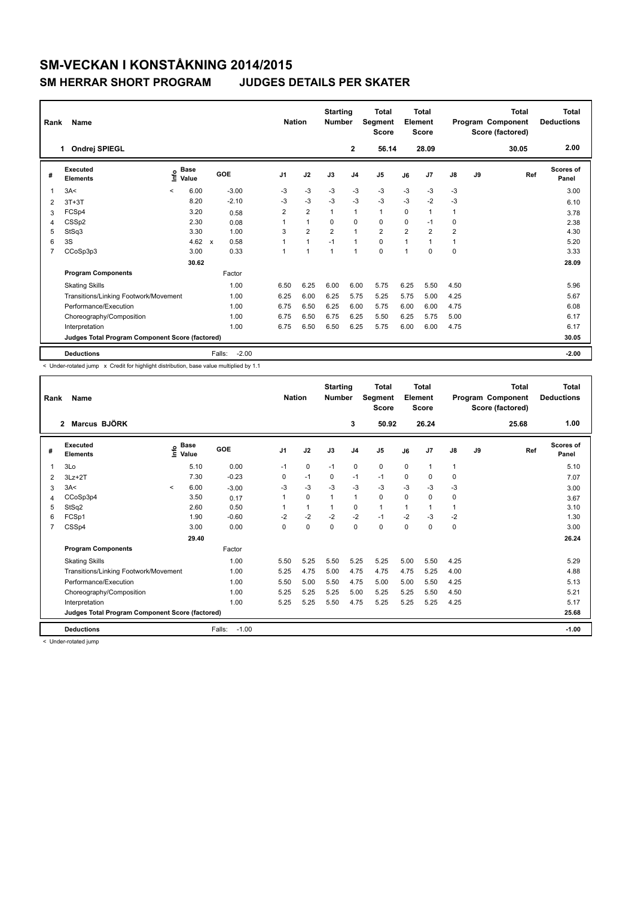# SM-VECKAN I KONSTÅKNING 2014/2015

## SM HERRAR SHORT PROGRAM JUDGES DETAILS PER SKATER

| Rank | Name | Nation | Starting Number | Total Segment Score | Total Element Score | Total Program Component Score (factored) | Total Deductions |
|---|---|---|---|---|---|---|---|
| 1 | Ondrej SPIEGL | | 2 | 56.14 | 28.09 | 30.05 | 2.00 |

| # | Executed Elements | Info | Base Value | | GOE | J1 | J2 | J3 | J4 | J5 | J6 | J7 | J8 | J9 | Ref | Scores of Panel |
|---|---|---|---|---|---|---|---|---|---|---|---|---|---|---|---|---|
| 1 | 3A< | < | 6.00 | | -3.00 | -3 | -3 | -3 | -3 | -3 | -3 | -3 | -3 | | | 3.00 |
| 2 | 3T+3T | | 8.20 | | -2.10 | -3 | -3 | -3 | -3 | -3 | -3 | -2 | -3 | | | 6.10 |
| 3 | FCSp4 | | 3.20 | | 0.58 | 2 | 2 | 1 | 1 | 1 | 0 | 1 | 1 | | | 3.78 |
| 4 | CSSp2 | | 2.30 | | 0.08 | 1 | 1 | 0 | 0 | 0 | 0 | -1 | 0 | | | 2.38 |
| 5 | StSq3 | | 3.30 | | 1.00 | 3 | 2 | 2 | 1 | 2 | 2 | 2 | 2 | | | 4.30 |
| 6 | 3S | | 4.62 | x | 0.58 | 1 | 1 | -1 | 1 | 0 | 1 | 1 | 1 | | | 5.20 |
| 7 | CCoSp3p3 | | 3.00 | | 0.33 | 1 | 1 | 1 | 1 | 0 | 1 | 0 | 0 | | | 3.33 |
| | | | 30.62 | | | | | | | | | | | | | 28.09 |
| | **Program Components** | | | | Factor | | | | | | | | | | | |
| | Skating Skills | | | | 1.00 | 6.50 | 6.25 | 6.00 | 6.00 | 5.75 | 6.25 | 5.50 | 4.50 | | | 5.96 |
| | Transitions/Linking Footwork/Movement | | | | 1.00 | 6.25 | 6.00 | 6.25 | 5.75 | 5.25 | 5.75 | 5.00 | 4.25 | | | 5.67 |
| | Performance/Execution | | | | 1.00 | 6.75 | 6.50 | 6.25 | 6.00 | 5.75 | 6.00 | 6.00 | 4.75 | | | 6.08 |
| | Choreography/Composition | | | | 1.00 | 6.75 | 6.50 | 6.75 | 6.25 | 5.50 | 6.25 | 5.75 | 5.00 | | | 6.17 |
| | Interpretation | | | | 1.00 | 6.75 | 6.50 | 6.50 | 6.25 | 5.75 | 6.00 | 6.00 | 4.75 | | | 6.17 |
| | **Judges Total Program Component Score (factored)** | | | | | | | | | | | | | | | 30.05 |
| | **Deductions** | | | | Falls: -2.00 | | | | | | | | | | | -2.00 |

< Under-rotated jump x Credit for highlight distribution, base value multiplied by 1.1

| Rank | Name | Nation | Starting Number | Total Segment Score | Total Element Score | Total Program Component Score (factored) | Total Deductions |
|---|---|---|---|---|---|---|---|
| 2 | Marcus BJÖRK | | 3 | 50.92 | 26.24 | 25.68 | 1.00 |

| # | Executed Elements | Info | Base Value | GOE | J1 | J2 | J3 | J4 | J5 | J6 | J7 | J8 | J9 | Ref | Scores of Panel |
|---|---|---|---|---|---|---|---|---|---|---|---|---|---|---|---|
| 1 | 3Lo | | 5.10 | 0.00 | -1 | 0 | -1 | 0 | 0 | 0 | 1 | 1 | | | 5.10 |
| 2 | 3Lz+2T | | 7.30 | -0.23 | 0 | -1 | 0 | -1 | -1 | 0 | 0 | 0 | | | 7.07 |
| 3 | 3A< | < | 6.00 | -3.00 | -3 | -3 | -3 | -3 | -3 | -3 | -3 | -3 | | | 3.00 |
| 4 | CCoSp3p4 | | 3.50 | 0.17 | 1 | 0 | 1 | 1 | 0 | 0 | 0 | 0 | | | 3.67 |
| 5 | StSq2 | | 2.60 | 0.50 | 1 | 1 | 1 | 0 | 1 | 1 | 1 | 1 | | | 3.10 |
| 6 | FCSp1 | | 1.90 | -0.60 | -2 | -2 | -2 | -2 | -1 | -2 | -3 | -2 | | | 1.30 |
| 7 | CSSp4 | | 3.00 | 0.00 | 0 | 0 | 0 | 0 | 0 | 0 | 0 | 0 | | | 3.00 |
| | | | 29.40 | | | | | | | | | | | | 26.24 |
| | **Program Components** | | | Factor | | | | | | | | | | | |
| | Skating Skills | | | 1.00 | 5.50 | 5.25 | 5.50 | 5.25 | 5.25 | 5.00 | 5.50 | 4.25 | | | 5.29 |
| | Transitions/Linking Footwork/Movement | | | 1.00 | 5.25 | 4.75 | 5.00 | 4.75 | 4.75 | 4.75 | 5.25 | 4.00 | | | 4.88 |
| | Performance/Execution | | | 1.00 | 5.50 | 5.00 | 5.50 | 4.75 | 5.00 | 5.00 | 5.50 | 4.25 | | | 5.13 |
| | Choreography/Composition | | | 1.00 | 5.25 | 5.25 | 5.25 | 5.00 | 5.25 | 5.25 | 5.50 | 4.50 | | | 5.21 |
| | Interpretation | | | 1.00 | 5.25 | 5.25 | 5.50 | 4.75 | 5.25 | 5.25 | 5.25 | 4.25 | | | 5.17 |
| | **Judges Total Program Component Score (factored)** | | | | | | | | | | | | | | 25.68 |
| | **Deductions** | | | Falls: -1.00 | | | | | | | | | | | -1.00 |

< Under-rotated jump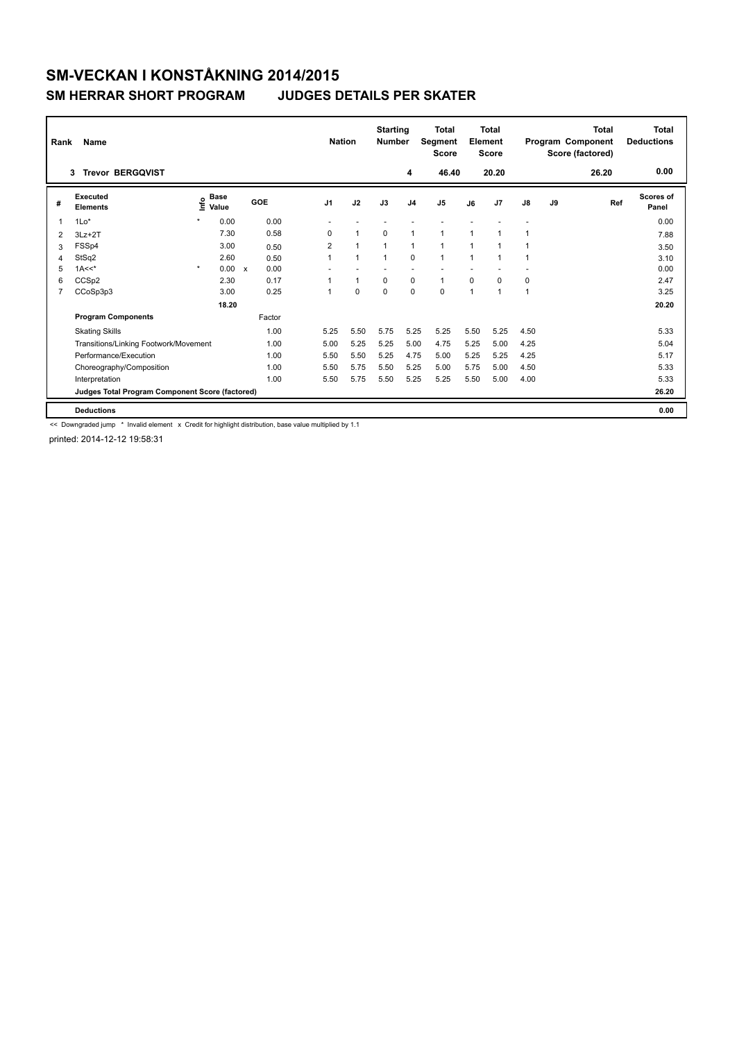# SM-VECKAN I KONSTÅKNING 2014/2015

## SM HERRAR SHORT PROGRAM JUDGES DETAILS PER SKATER

| Rank | Name | Nation | Starting Number | Total Segment Score | Total Element Score | Total Program Component Score (factored) | Total Deductions |
|---|---|---|---|---|---|---|---|
| 3 | Trevor BERGQVIST | | 4 | 46.40 | 20.20 | 26.20 | 0.00 |

| # | Executed Elements | Info | Base Value | | GOE | J1 | J2 | J3 | J4 | J5 | J6 | J7 | J8 | J9 | Ref | Scores of Panel |
|---|---|---|---|---|---|---|---|---|---|---|---|---|---|---|---|---|
| 1 | 1Lo* | * | 0.00 | | 0.00 | - | - | - | - | - | - | - | - | | | 0.00 |
| 2 | 3Lz+2T | | 7.30 | | 0.58 | 0 | 1 | 0 | 1 | 1 | 1 | 1 | 1 | | | 7.88 |
| 3 | FSSp4 | | 3.00 | | 0.50 | 2 | 1 | 1 | 1 | 1 | 1 | 1 | 1 | | | 3.50 |
| 4 | StSq2 | | 2.60 | | 0.50 | 1 | 1 | 1 | 0 | 1 | 1 | 1 | 1 | | | 3.10 |
| 5 | 1A<<* | * | 0.00 | x | 0.00 | - | - | - | - | - | - | - | - | | | 0.00 |
| 6 | CCSp2 | | 2.30 | | 0.17 | 1 | 1 | 0 | 0 | 1 | 0 | 0 | 0 | | | 2.47 |
| 7 | CCoSp3p3 | | 3.00 | | 0.25 | 1 | 0 | 0 | 0 | 0 | 1 | 1 | 1 | | | 3.25 |
| | | | 18.20 | | | | | | | | | | | | | 20.20 |
| | **Program Components** | | | | Factor | | | | | | | | | | | |
| | Skating Skills | | | | 1.00 | 5.25 | 5.50 | 5.75 | 5.25 | 5.25 | 5.50 | 5.25 | 4.50 | | | 5.33 |
| | Transitions/Linking Footwork/Movement | | | | 1.00 | 5.00 | 5.25 | 5.25 | 5.00 | 4.75 | 5.25 | 5.00 | 4.25 | | | 5.04 |
| | Performance/Execution | | | | 1.00 | 5.50 | 5.50 | 5.25 | 4.75 | 5.00 | 5.25 | 5.25 | 4.25 | | | 5.17 |
| | Choreography/Composition | | | | 1.00 | 5.50 | 5.75 | 5.50 | 5.25 | 5.00 | 5.75 | 5.00 | 4.50 | | | 5.33 |
| | Interpretation | | | | 1.00 | 5.50 | 5.75 | 5.50 | 5.25 | 5.25 | 5.50 | 5.00 | 4.00 | | | 5.33 |
| | **Judges Total Program Component Score (factored)** | | | | | | | | | | | | | | | 26.20 |
| | **Deductions** | | | | | | | | | | | | | | | 0.00 |

<< Downgraded jump * Invalid element x Credit for highlight distribution, base value multiplied by 1.1

printed: 2014-12-12 19:58:31